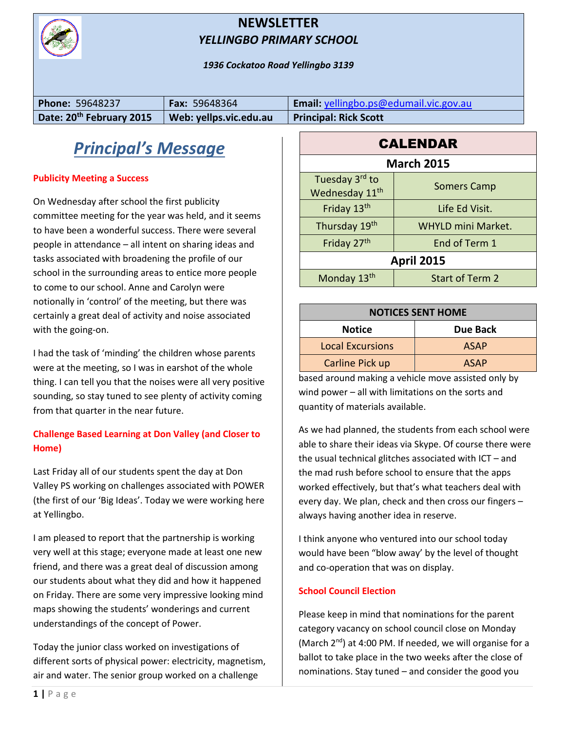# NEWSLETTER
## *YELLINGBO PRIMARY SCHOOL*

*1936 Cockatoo Road Yellingbo 3139*

| **Phone:** 59648237 | **Fax:** 59648364 | **Email:** yellingbo.ps@edumail.vic.gov.au |
|---|---|---|
| **Date: 20th February 2015** | **Web: yellps.vic.edu.au** | **Principal: Rick Scott** |

## *Principal's Message*

**Publicity Meeting a Success**

On Wednesday after school the first publicity committee meeting for the year was held, and it seems to have been a wonderful success. There were several people in attendance – all intent on sharing ideas and tasks associated with broadening the profile of our school in the surrounding areas to entice more people to come to our school. Anne and Carolyn were notionally in 'control' of the meeting, but there was certainly a great deal of activity and noise associated with the going-on.

I had the task of 'minding' the children whose parents were at the meeting, so I was in earshot of the whole thing. I can tell you that the noises were all very positive sounding, so stay tuned to see plenty of activity coming from that quarter in the near future.

**Challenge Based Learning at Don Valley (and Closer to Home)**

Last Friday all of our students spent the day at Don Valley PS working on challenges associated with POWER (the first of our 'Big Ideas'. Today we were working here at Yellingbo.

I am pleased to report that the partnership is working very well at this stage; everyone made at least one new friend, and there was a great deal of discussion among our students about what they did and how it happened on Friday. There are some very impressive looking mind maps showing the students' wonderings and current understandings of the concept of Power.

Today the junior class worked on investigations of different sorts of physical power: electricity, magnetism, air and water. The senior group worked on a challenge based around making a vehicle move assisted only by wind power – all with limitations on the sorts and quantity of materials available.

As we had planned, the students from each school were able to share their ideas via Skype. Of course there were the usual technical glitches associated with ICT – and the mad rush before school to ensure that the apps worked effectively, but that's what teachers deal with every day. We plan, check and then cross our fingers – always having another idea in reserve.

I think anyone who ventured into our school today would have been "blow away' by the level of thought and co-operation that was on display.

**School Council Election**

Please keep in mind that nominations for the parent category vacancy on school council close on Monday (March 2nd) at 4:00 PM. If needed, we will organise for a ballot to take place in the two weeks after the close of nominations. Stay tuned – and consider the good you

| **CALENDAR** | |
|---|---|
| **March 2015** | |
| Tuesday 3rd to Wednesday 11th | Somers Camp |
| Friday 13th | Life Ed Visit. |
| Thursday 19th | WHYLD mini Market. |
| Friday 27th | End of Term 1 |
| **April 2015** | |
| Monday 13th | Start of Term 2 |

| **NOTICES SENT HOME** | |
|---|---|
| **Notice** | **Due Back** |
| Local Excursions | ASAP |
| Carline Pick up | ASAP |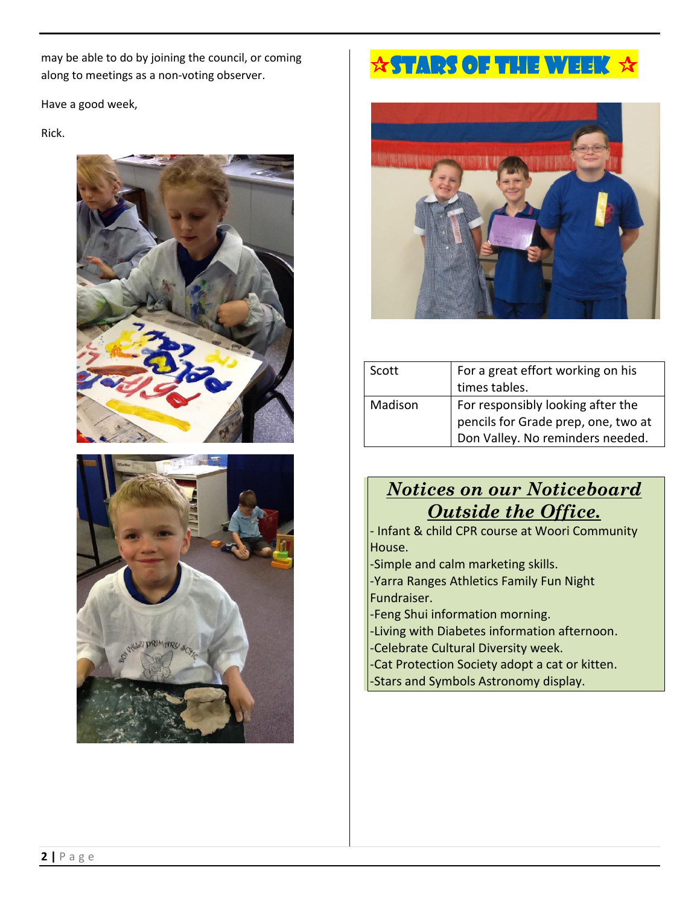may be able to do by joining the council, or coming along to meetings as a non-voting observer.

Have a good week,

Rick.

## ☆STARS OF THE WEEK ☆

| | |
|---|---|
| Scott | For a great effort working on his times tables. |
| Madison | For responsibly looking after the pencils for Grade prep, one, two at Don Valley. No reminders needed. |

## *Notices on our Noticeboard Outside the Office.*

- Infant & child CPR course at Woori Community House.
- Simple and calm marketing skills.
- Yarra Ranges Athletics Family Fun Night Fundraiser.
- Feng Shui information morning.
- Living with Diabetes information afternoon.
- Celebrate Cultural Diversity week.
- Cat Protection Society adopt a cat or kitten.
- Stars and Symbols Astronomy display.